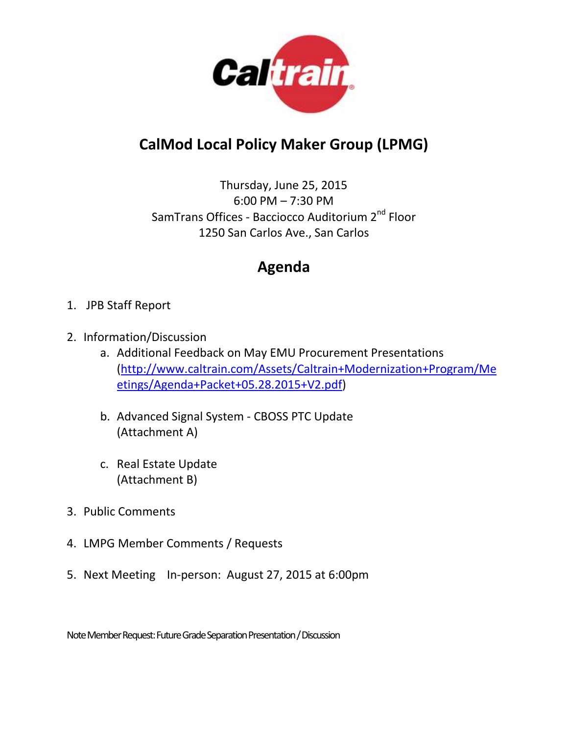# CalMod Local Policy Maker Group (LPMG)

Thursday, June 25, 2015
6:00 PM – 7:30 PM
SamTrans Offices - Bacciocco Auditorium 2nd Floor
1250 San Carlos Ave., San Carlos

## Agenda

1. JPB Staff Report

2. Information/Discussion
   a. Additional Feedback on May EMU Procurement Presentations (http://www.caltrain.com/Assets/Caltrain+Modernization+Program/Meetings/Agenda+Packet+05.28.2015+V2.pdf)

   b. Advanced Signal System - CBOSS PTC Update (Attachment A)

   c. Real Estate Update (Attachment B)

3. Public Comments

4. LMPG Member Comments / Requests

5. Next Meeting In-person: August 27, 2015 at 6:00pm

Note Member Request: Future Grade Separation Presentation / Discussion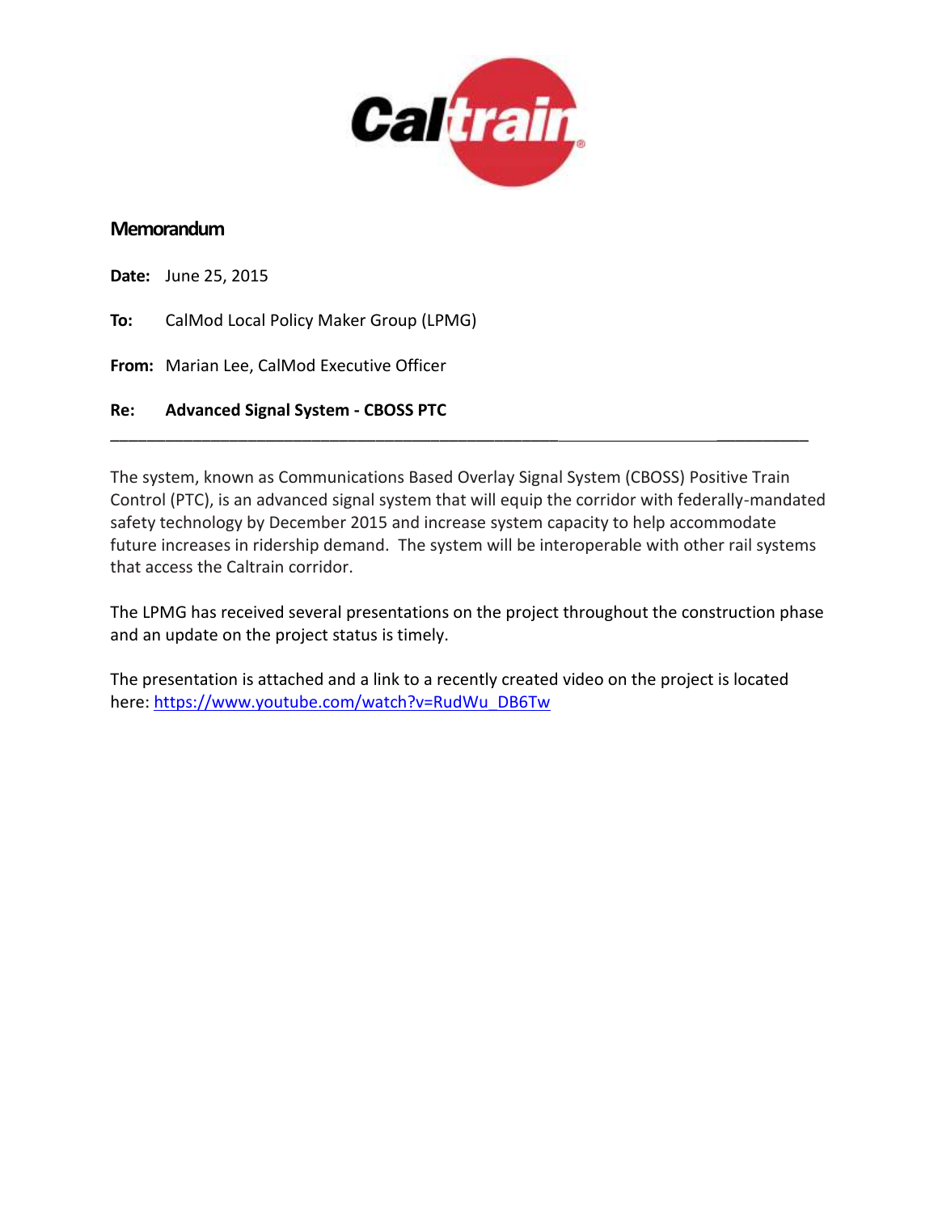Caltrain

# Memorandum

**Date:** June 25, 2015

**To:** CalMod Local Policy Maker Group (LPMG)

**From:** Marian Lee, CalMod Executive Officer

**Re:** **Advanced Signal System - CBOSS PTC**

---

The system, known as Communications Based Overlay Signal System (CBOSS) Positive Train Control (PTC), is an advanced signal system that will equip the corridor with federally-mandated safety technology by December 2015 and increase system capacity to help accommodate future increases in ridership demand. The system will be interoperable with other rail systems that access the Caltrain corridor.

The LPMG has received several presentations on the project throughout the construction phase and an update on the project status is timely.

The presentation is attached and a link to a recently created video on the project is located here: https://www.youtube.com/watch?v=RudWu_DB6Tw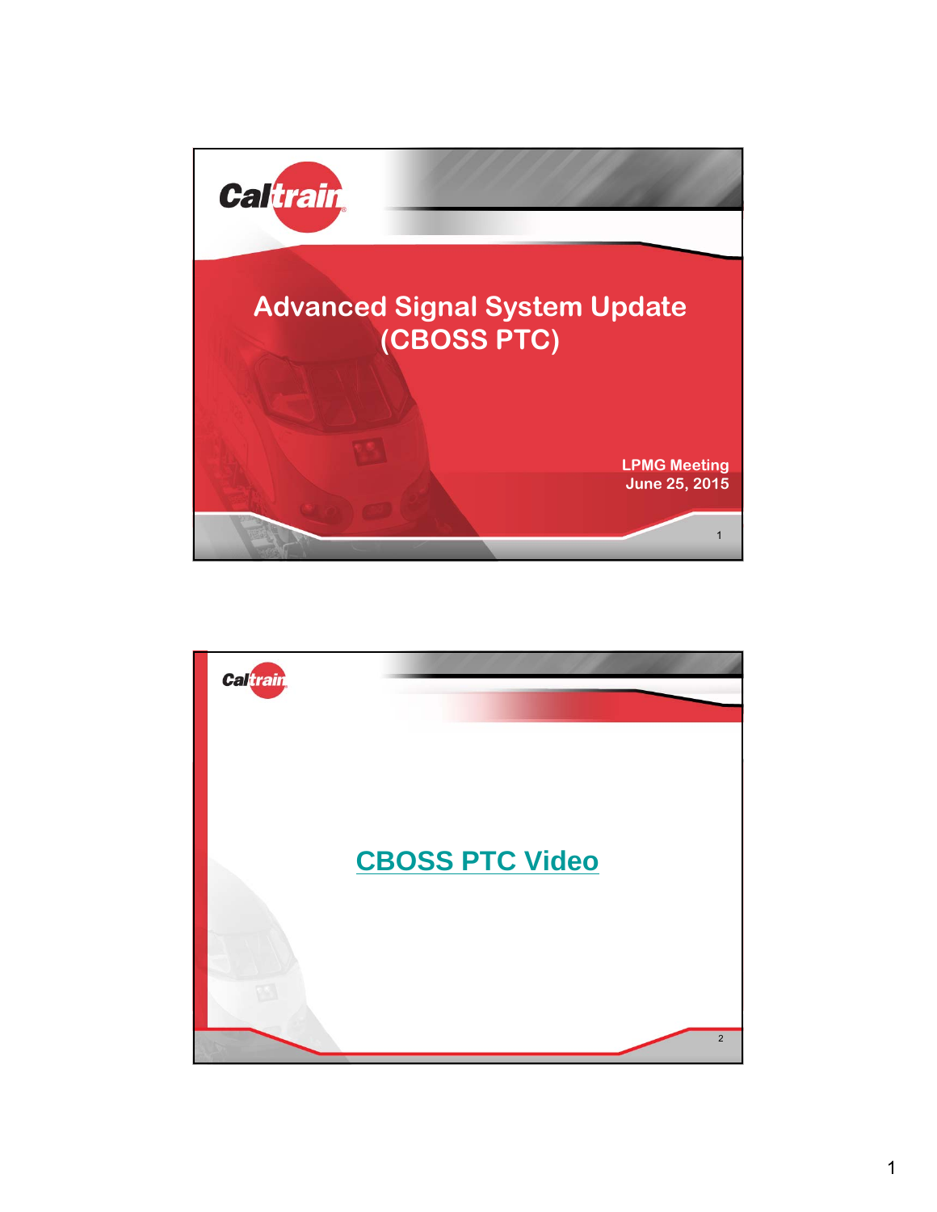# Advanced Signal System Update (CBOSS PTC)

LPMG Meeting
June 25, 2015

## CBOSS PTC Video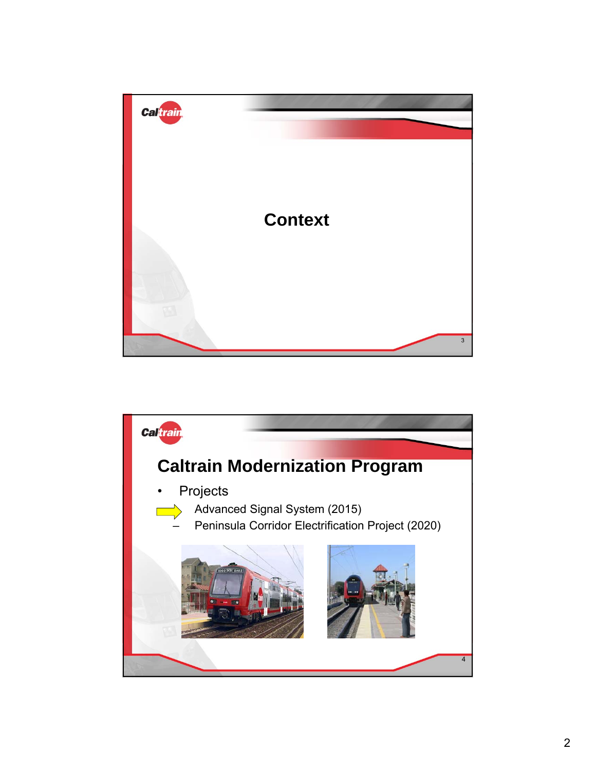## Context

## Caltrain Modernization Program

- Projects
  - Advanced Signal System (2015)
  - Peninsula Corridor Electrification Project (2020)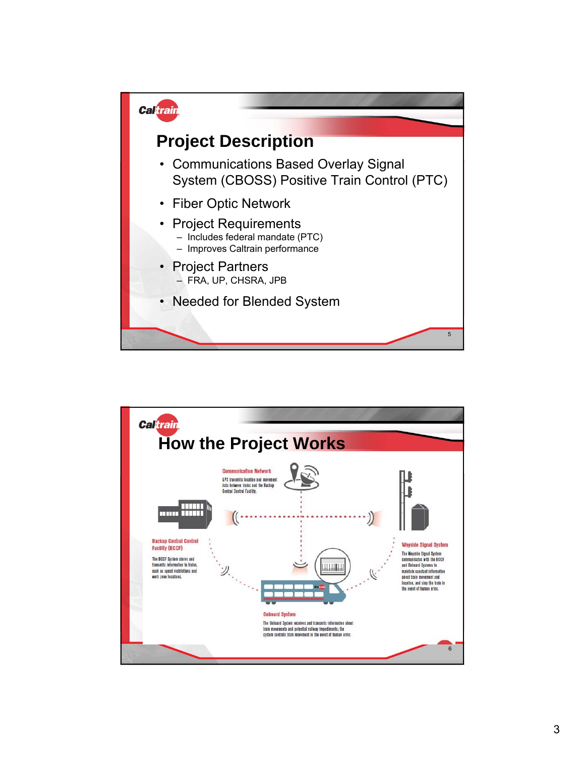## Project Description

- Communications Based Overlay Signal System (CBOSS) Positive Train Control (PTC)
- Fiber Optic Network
- Project Requirements
  - Includes federal mandate (PTC)
  - Improves Caltrain performance
- Project Partners
  - FRA, UP, CHSRA, JPB
- Needed for Blended System

## How the Project Works

**Communication Network**

GPS transmits location and movement data between trains and the Backup Central Control Facility.

**Backup Central Control Facility (BCCF)**

The BCCF System stores and transmits information to trains, such as speed restrictions and work zone locations.

**Wayside Signal System**

The Wayside Signal System communicates with the BCCF and Onboard Systems to maintain constant information about train movement and location, and stop the train in the event of human error.

**Onboard System**

The Onboard System receives and transmits information about train movements and potential railway impediments; the system controls train movement in the event of human error.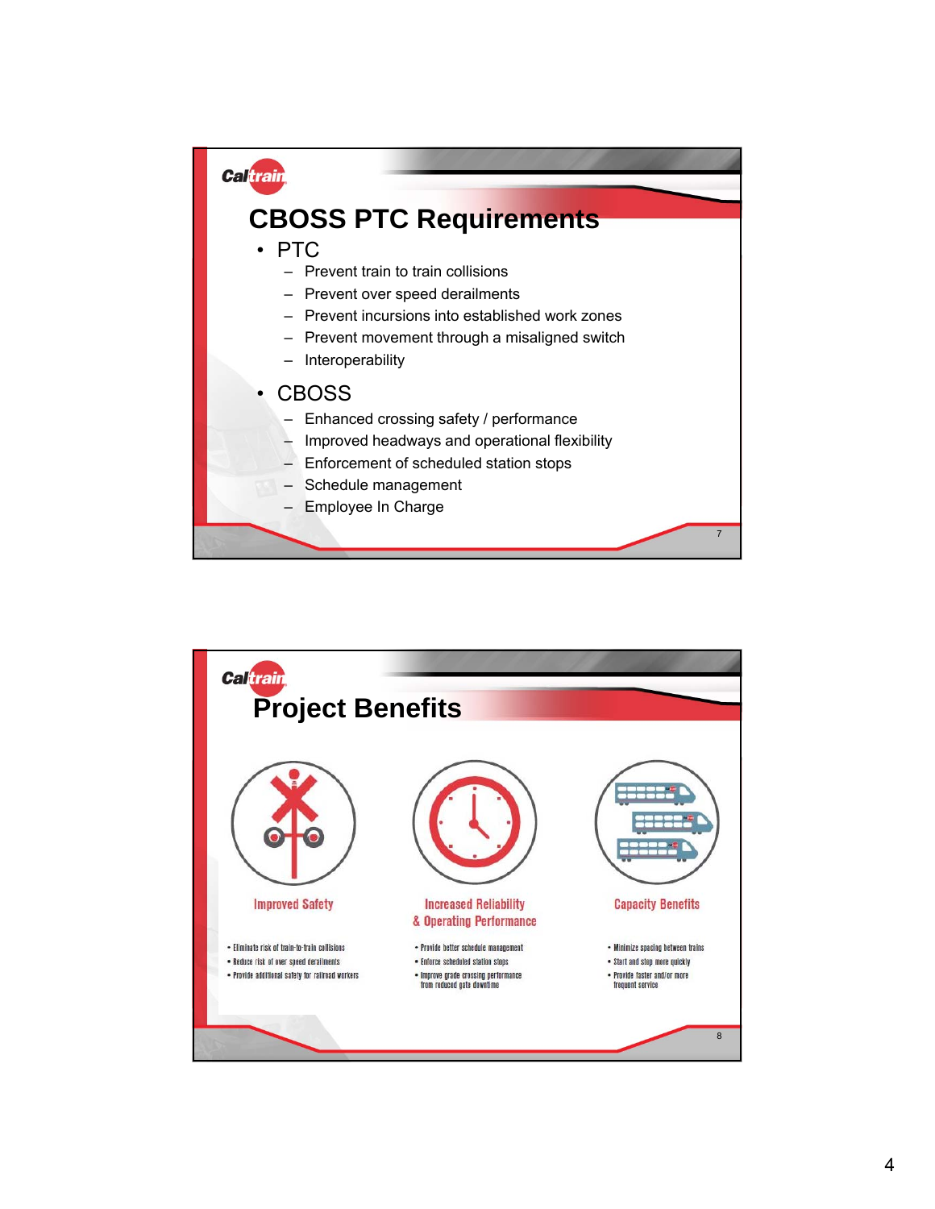# CBOSS PTC Requirements

- PTC
  - Prevent train to train collisions
  - Prevent over speed derailments
  - Prevent incursions into established work zones
  - Prevent movement through a misaligned switch
  - Interoperability
- CBOSS
  - Enhanced crossing safety / performance
  - Improved headways and operational flexibility
  - Enforcement of scheduled station stops
  - Schedule management
  - Employee In Charge

# Project Benefits

**Improved Safety**

- Eliminate risk of train-to-train collisions
- Reduce risk of over speed derailments
- Provide additional safety for railroad workers

**Increased Reliability & Operating Performance**

- Provide better schedule management
- Enforce scheduled station stops
- Improve grade crossing performance from reduced gate downtime

**Capacity Benefits**

- Minimize spacing between trains
- Start and stop more quickly
- Provide faster and/or more frequent service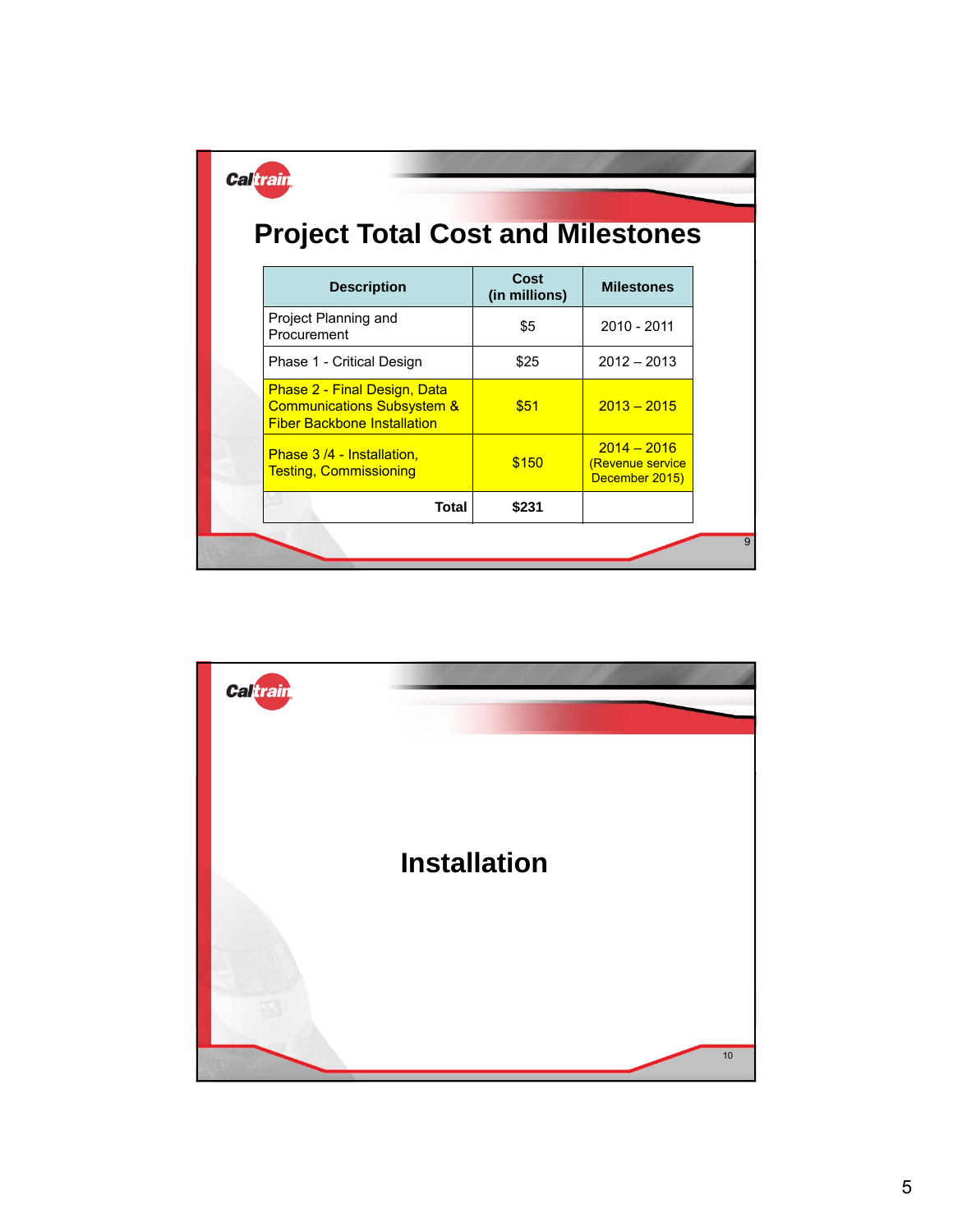# Project Total Cost and Milestones

| Description | Cost (in millions) | Milestones |
| --- | --- | --- |
| Project Planning and Procurement | $5 | 2010 - 2011 |
| Phase 1 - Critical Design | $25 | 2012 – 2013 |
| Phase 2 - Final Design, Data Communications Subsystem & Fiber Backbone Installation | $51 | 2013 – 2015 |
| Phase 3 /4 - Installation, Testing, Commissioning | $150 | 2014 – 2016 (Revenue service December 2015) |
| **Total** | **$231** | |

# Installation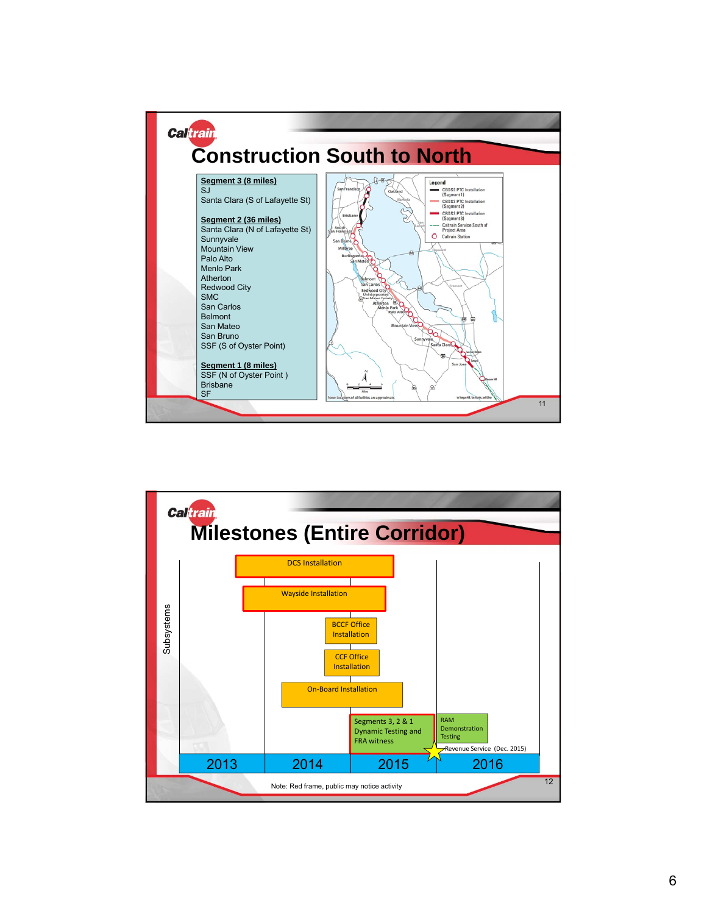# Construction South to North

**Segment 3 (8 miles)**
SJ
Santa Clara (S of Lafayette St)

**Segment 2 (36 miles)**
Santa Clara (N of Lafayette St)
Sunnyvale
Mountain View
Palo Alto
Menlo Park
Atherton
Redwood City
SMC
San Carlos
Belmont
San Mateo
San Bruno
SSF (S of Oyster Point)

**Segment 1 (8 miles)**
SSF (N of Oyster Point )
Brisbane
SF

Legend
- CBOSS PTC Installation (Segment 1)
- CBOSS PTC Installation (Segment 2)
- CBOSS PTC Installation (Segment 3)
- Caltrain Service South of Project Area
- Caltrain Station

Note: Locations of all facilities are approximate.

# Milestones (Entire Corridor)

Subsystems

- DCS Installation
- Wayside Installation
- BCCF Office Installation
- CCF Office Installation
- On-Board Installation
- Segments 3, 2 & 1 Dynamic Testing and FRA witness
- RAM Demonstration Testing
- Revenue Service (Dec. 2015)

2013 | 2014 | 2015 | 2016

Note: Red frame, public may notice activity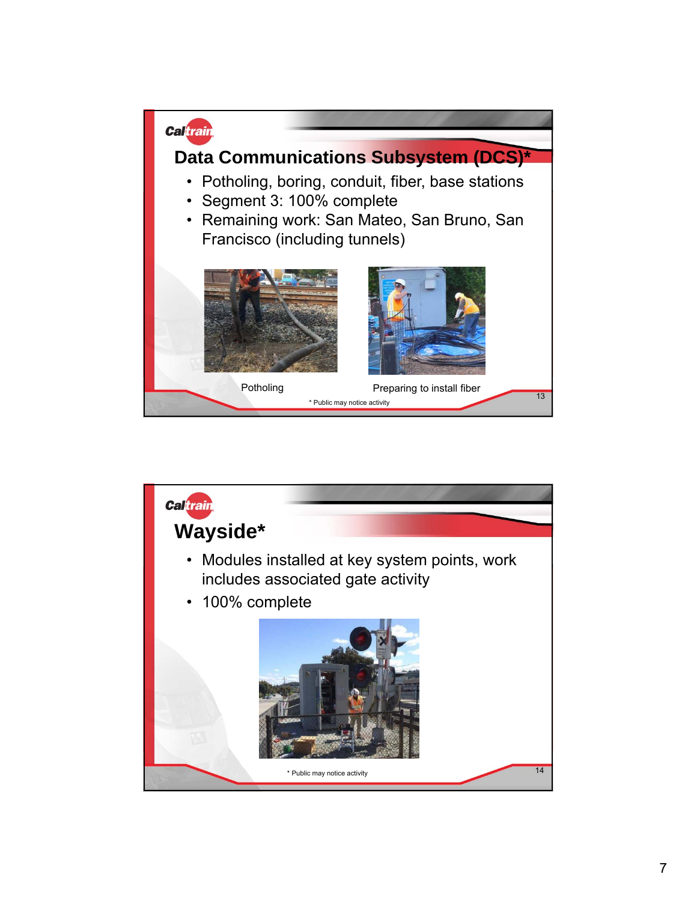## Data Communications Subsystem (DCS)*

- Potholing, boring, conduit, fiber, base stations
- Segment 3: 100% complete
- Remaining work: San Mateo, San Bruno, San Francisco (including tunnels)

Potholing

Preparing to install fiber

* Public may notice activity

## Wayside*

- Modules installed at key system points, work includes associated gate activity
- 100% complete

* Public may notice activity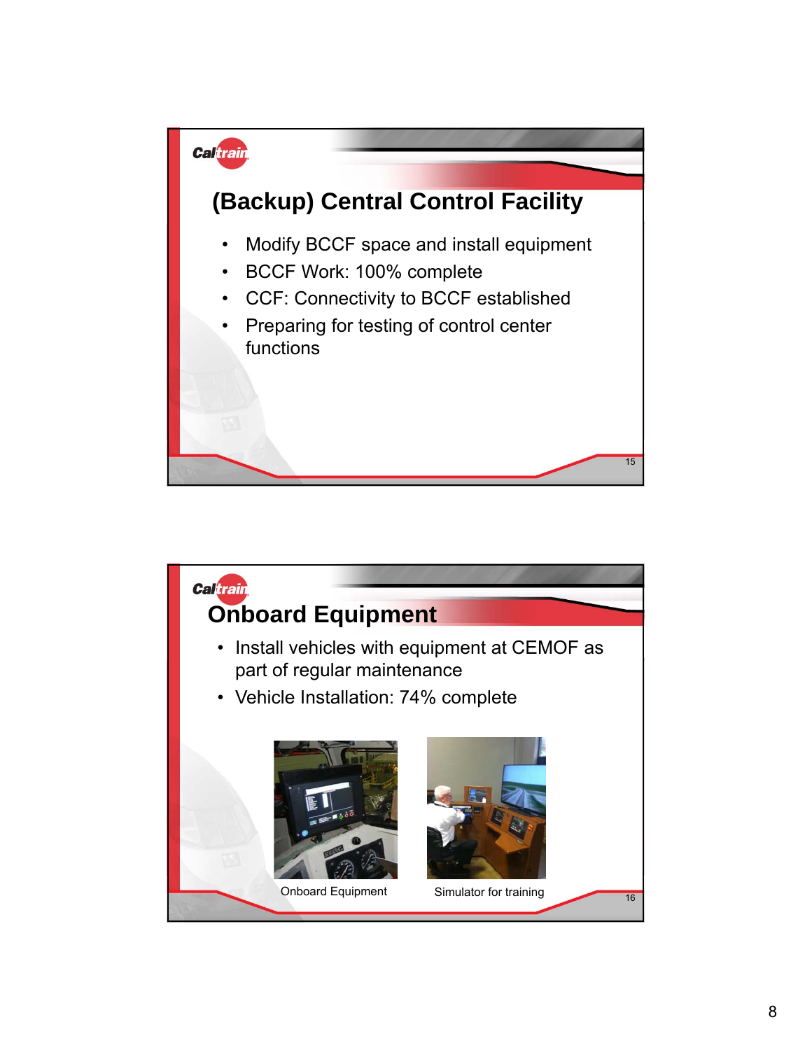## (Backup) Central Control Facility

- Modify BCCF space and install equipment
- BCCF Work: 100% complete
- CCF: Connectivity to BCCF established
- Preparing for testing of control center functions

## Onboard Equipment

- Install vehicles with equipment at CEMOF as part of regular maintenance
- Vehicle Installation: 74% complete

Onboard Equipment

Simulator for training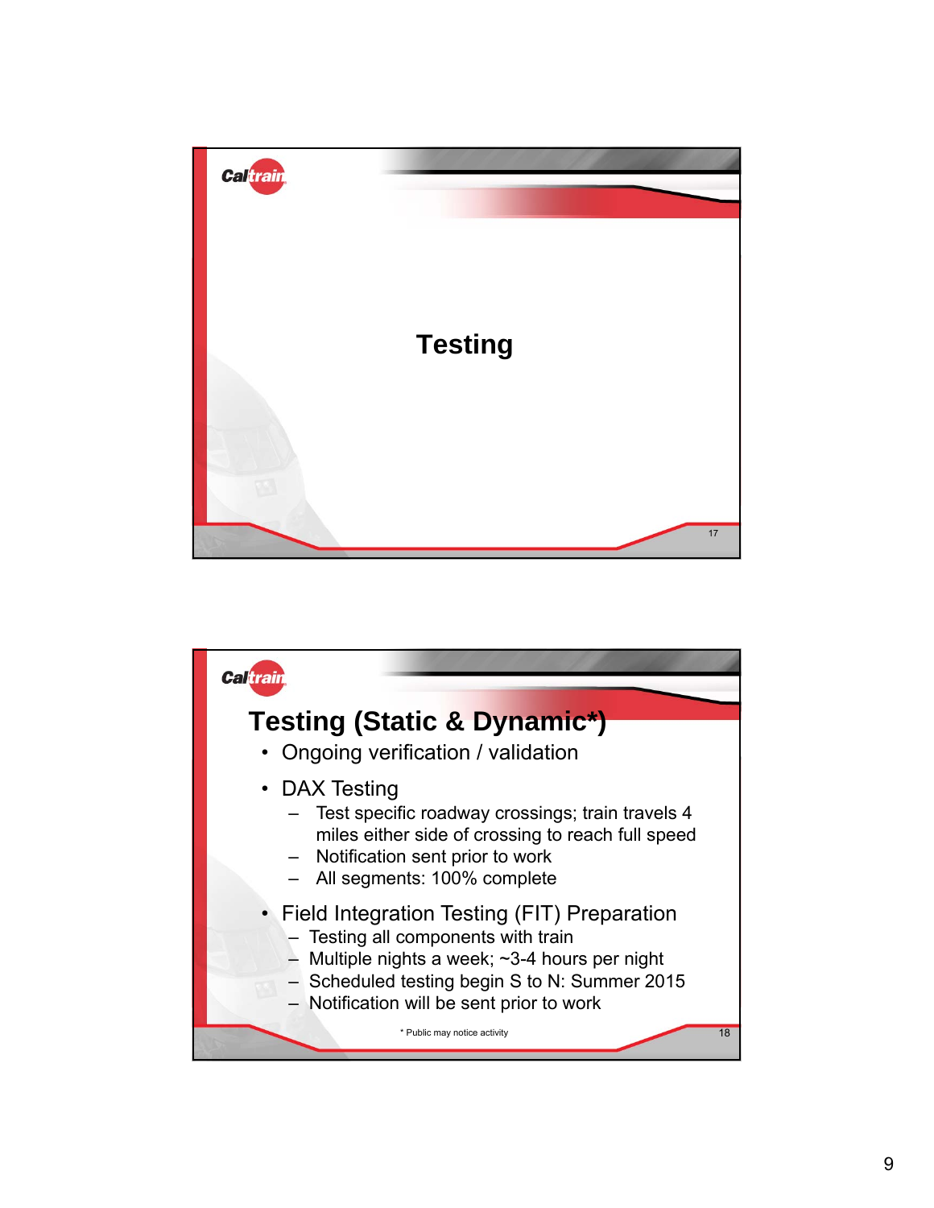# Testing

## Testing (Static & Dynamic*)

- Ongoing verification / validation
- DAX Testing
  - Test specific roadway crossings; train travels 4 miles either side of crossing to reach full speed
  - Notification sent prior to work
  - All segments: 100% complete
- Field Integration Testing (FIT) Preparation
  - Testing all components with train
  - Multiple nights a week; ~3-4 hours per night
  - Scheduled testing begin S to N: Summer 2015
  - Notification will be sent prior to work

\* Public may notice activity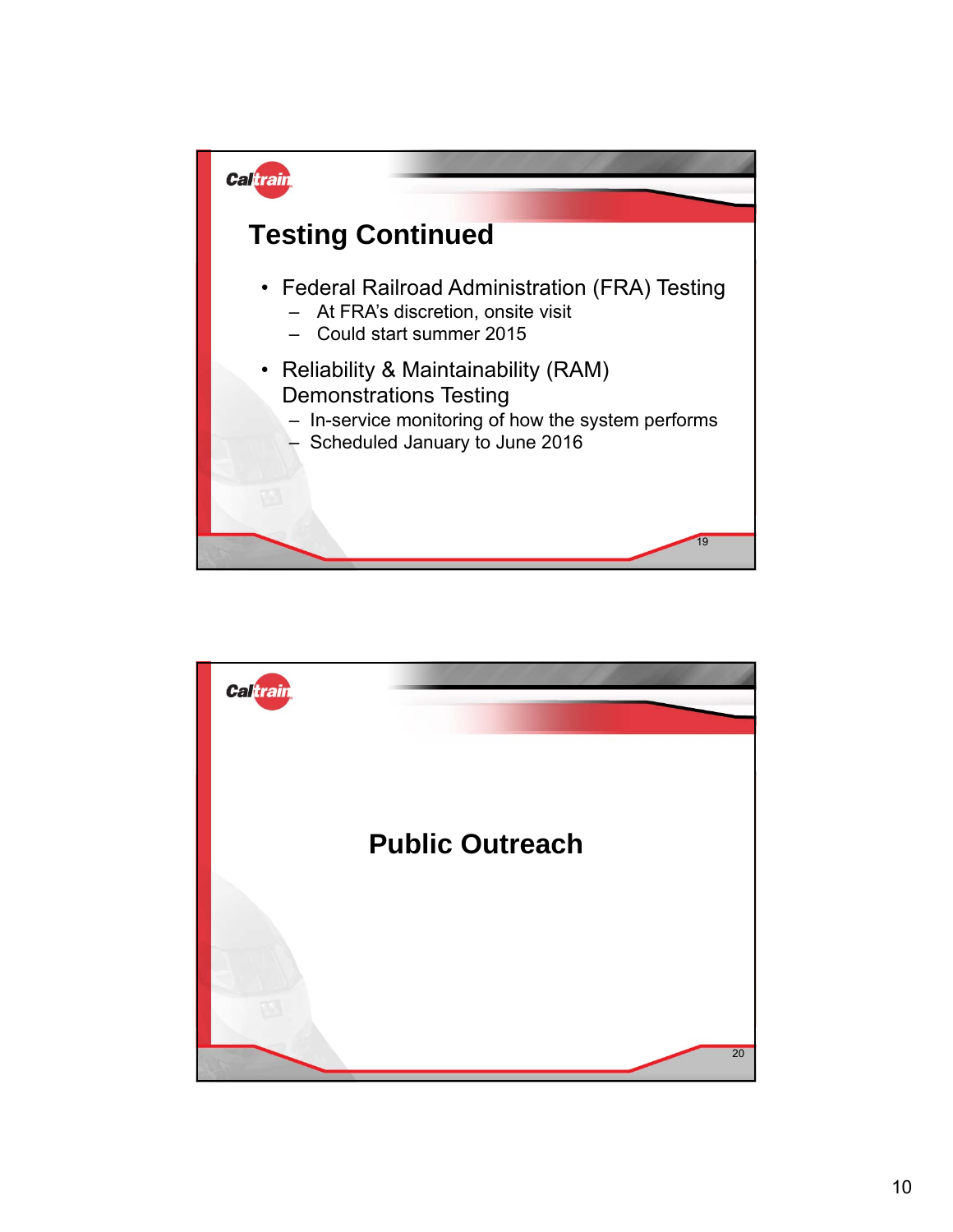## Testing Continued

- Federal Railroad Administration (FRA) Testing
  - At FRA's discretion, onsite visit
  - Could start summer 2015
- Reliability & Maintainability (RAM) Demonstrations Testing
  - In-service monitoring of how the system performs
  - Scheduled January to June 2016

## Public Outreach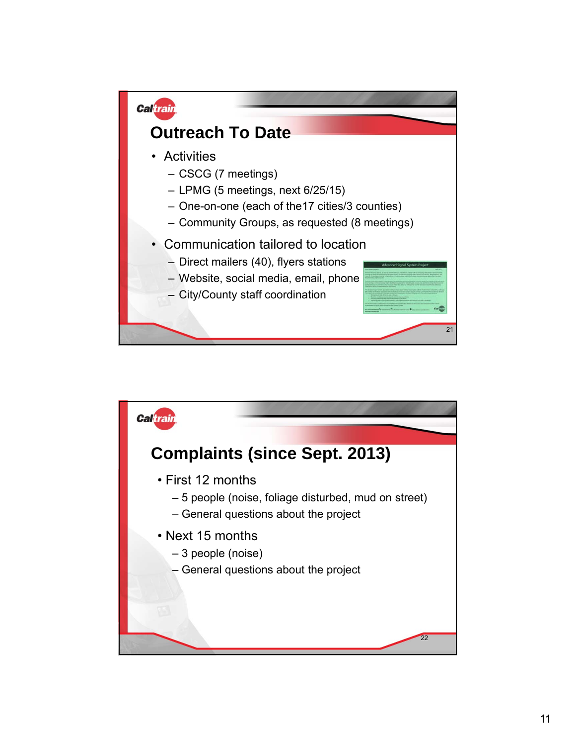## Outreach To Date

- Activities
  - CSCG (7 meetings)
  - LPMG (5 meetings, next 6/25/15)
  - One-on-one (each of the17 cities/3 counties)
  - Community Groups, as requested (8 meetings)
- Communication tailored to location
  - Direct mailers (40), flyers stations
  - Website, social media, email, phone
  - City/County staff coordination

## Complaints (since Sept. 2013)

- First 12 months
  - 5 people (noise, foliage disturbed, mud on street)
  - General questions about the project
- Next 15 months
  - 3 people (noise)
  - General questions about the project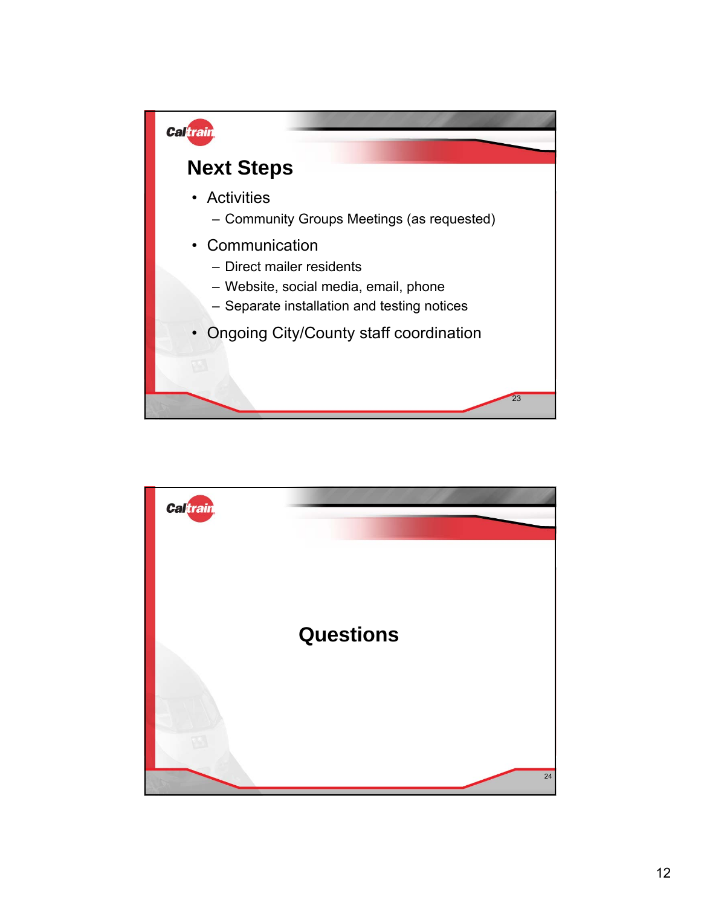## Next Steps

- Activities
  - Community Groups Meetings (as requested)
- Communication
  - Direct mailer residents
  - Website, social media, email, phone
  - Separate installation and testing notices
- Ongoing City/County staff coordination

## Questions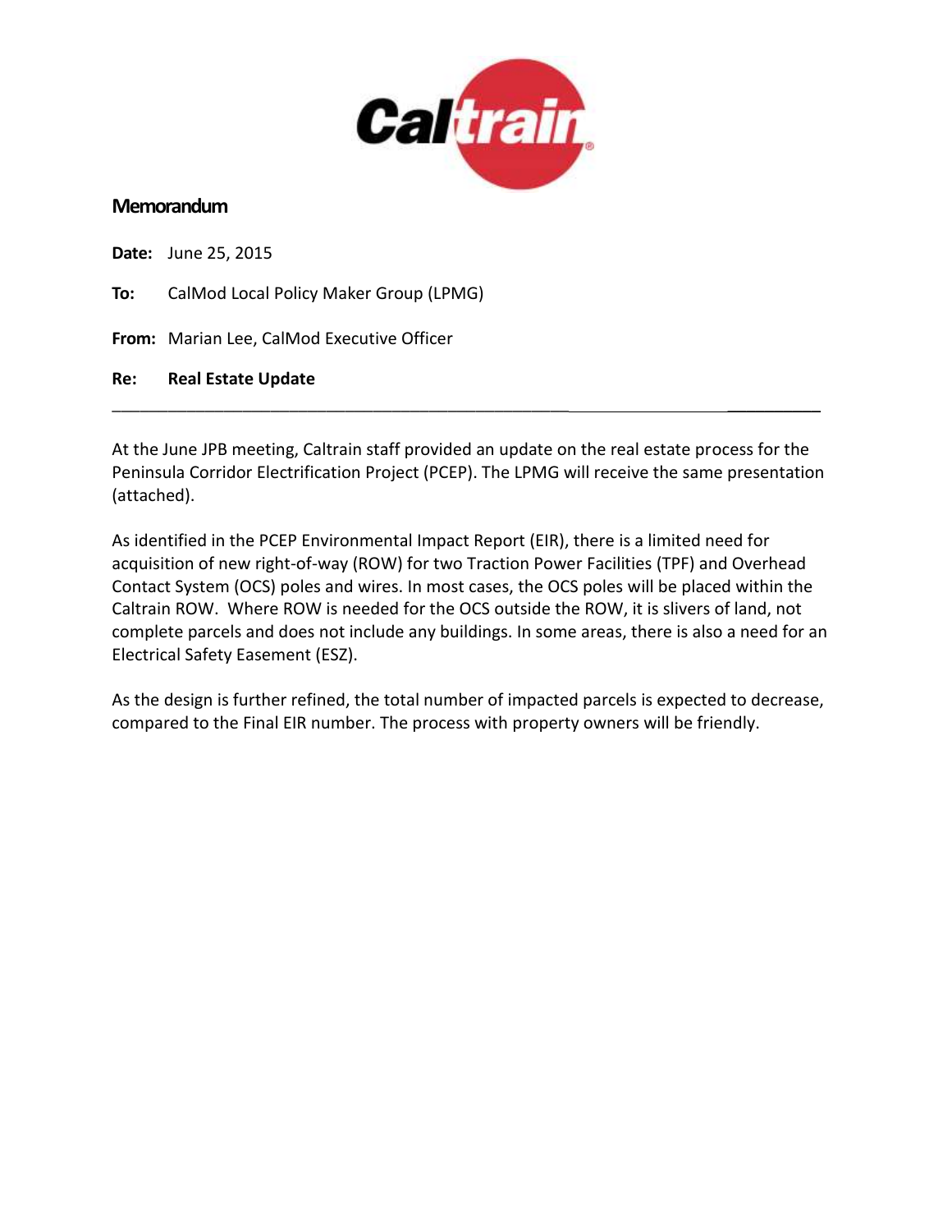Caltrain

## Memorandum

**Date:** June 25, 2015

**To:** CalMod Local Policy Maker Group (LPMG)

**From:** Marian Lee, CalMod Executive Officer

**Re:** **Real Estate Update**

---

At the June JPB meeting, Caltrain staff provided an update on the real estate process for the Peninsula Corridor Electrification Project (PCEP). The LPMG will receive the same presentation (attached).

As identified in the PCEP Environmental Impact Report (EIR), there is a limited need for acquisition of new right-of-way (ROW) for two Traction Power Facilities (TPF) and Overhead Contact System (OCS) poles and wires. In most cases, the OCS poles will be placed within the Caltrain ROW. Where ROW is needed for the OCS outside the ROW, it is slivers of land, not complete parcels and does not include any buildings. In some areas, there is also a need for an Electrical Safety Easement (ESZ).

As the design is further refined, the total number of impacted parcels is expected to decrease, compared to the Final EIR number. The process with property owners will be friendly.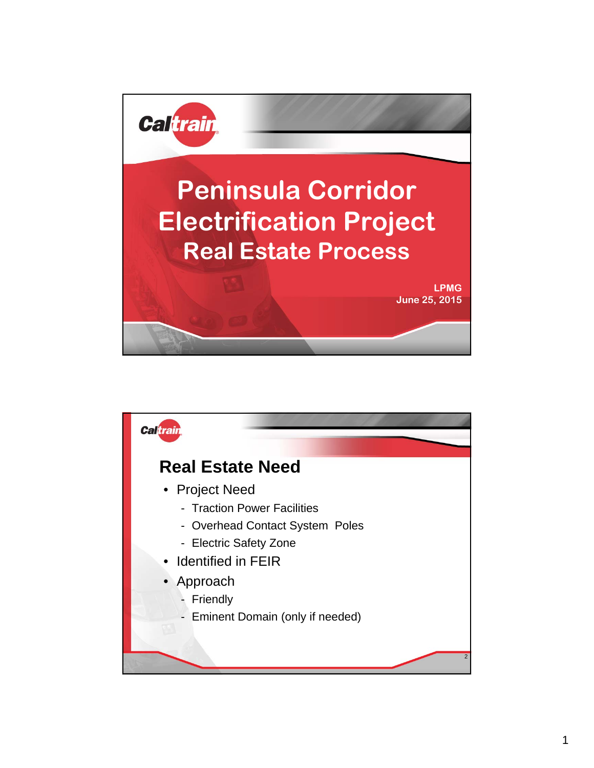Caltrain

# Peninsula Corridor Electrification Project

## Real Estate Process

**LPMG**
**June 25, 2015**

Caltrain

## Real Estate Need

- Project Need
  - Traction Power Facilities
  - Overhead Contact System Poles
  - Electric Safety Zone
- Identified in FEIR
- Approach
  - Friendly
  - Eminent Domain (only if needed)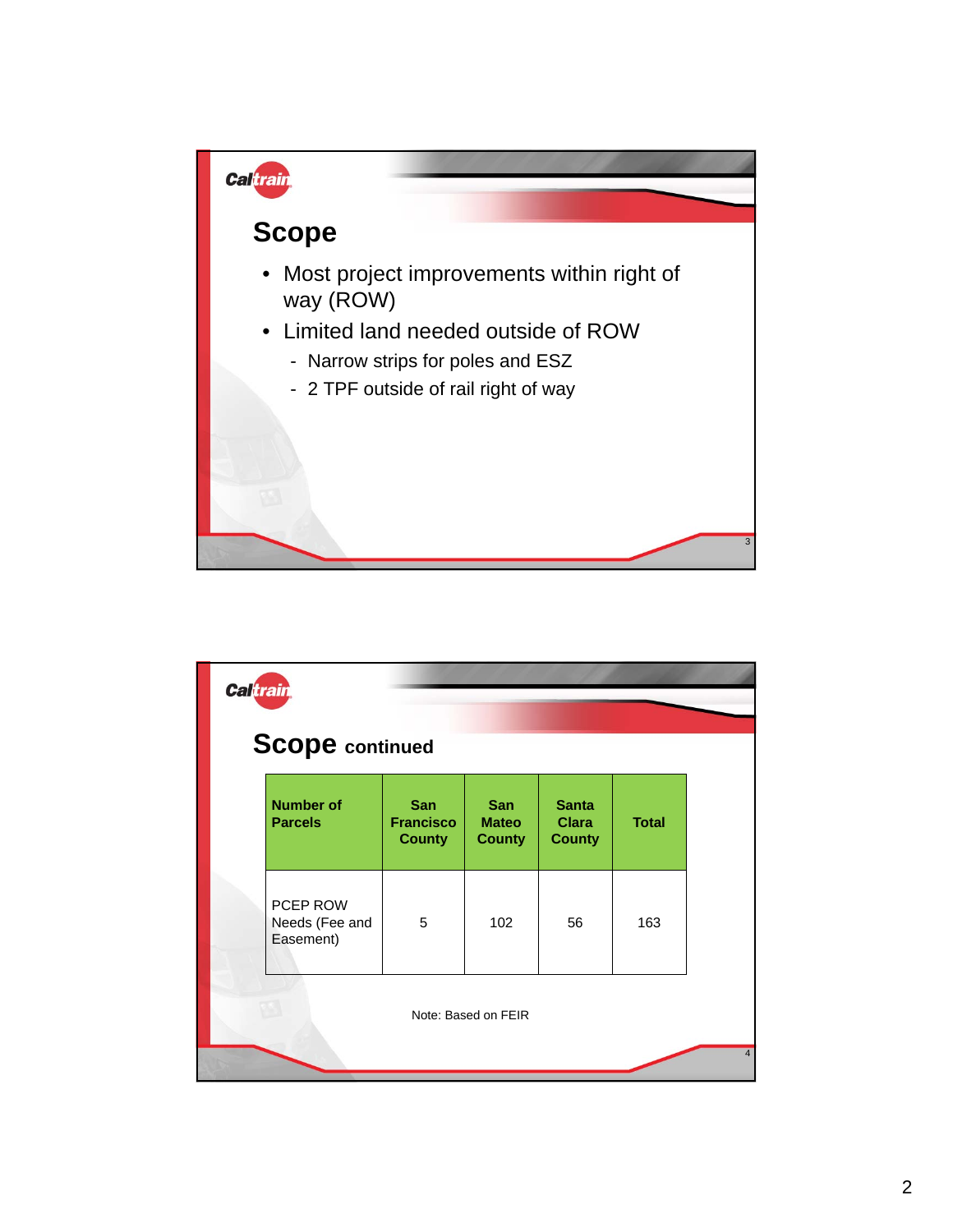## Scope

- Most project improvements within right of way (ROW)
- Limited land needed outside of ROW
  - Narrow strips for poles and ESZ
  - 2 TPF outside of rail right of way

## Scope continued

| Number of Parcels | San Francisco County | San Mateo County | Santa Clara County | Total |
|---|---|---|---|---|
| PCEP ROW Needs (Fee and Easement) | 5 | 102 | 56 | 163 |

Note: Based on FEIR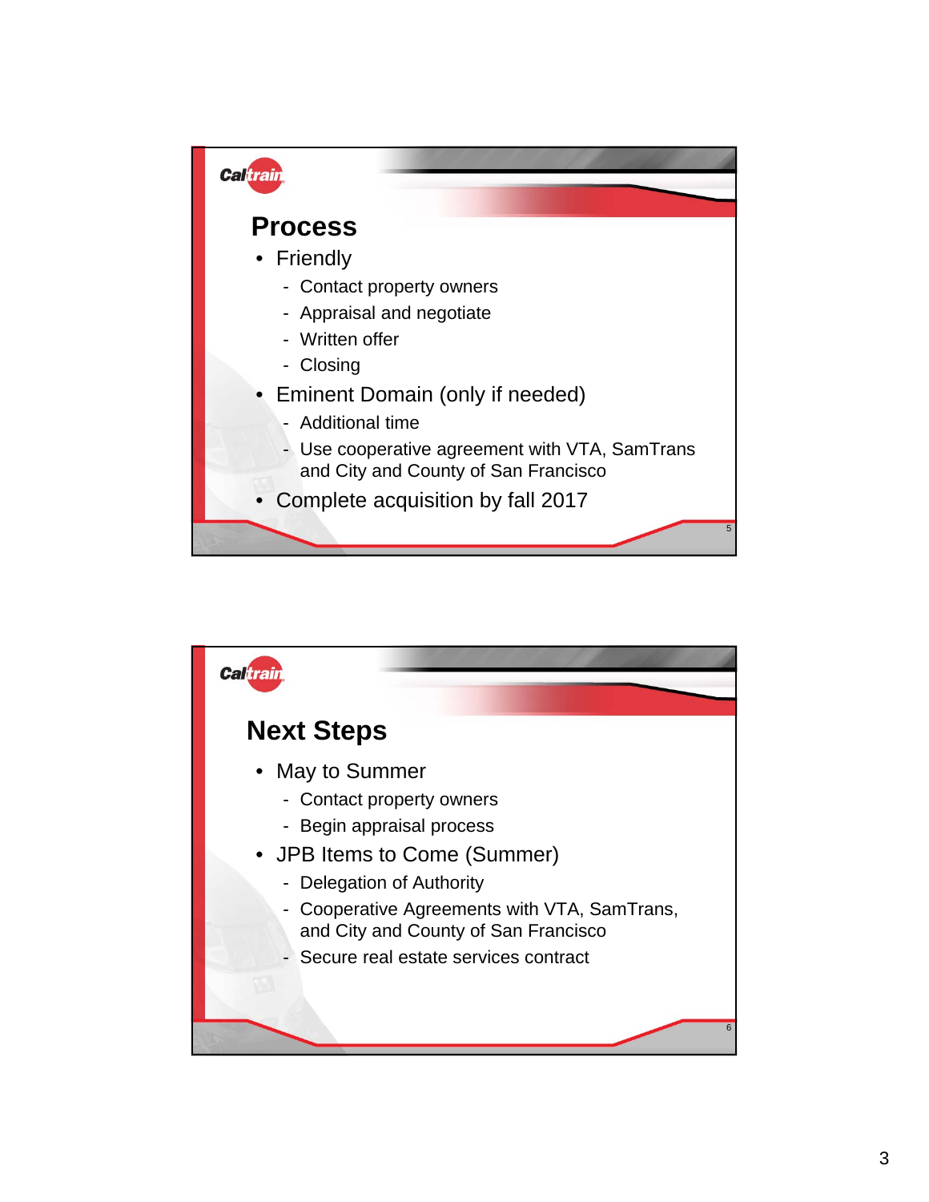## Process

- Friendly
  - Contact property owners
  - Appraisal and negotiate
  - Written offer
  - Closing
- Eminent Domain (only if needed)
  - Additional time
  - Use cooperative agreement with VTA, SamTrans and City and County of San Francisco
- Complete acquisition by fall 2017

## Next Steps

- May to Summer
  - Contact property owners
  - Begin appraisal process
- JPB Items to Come (Summer)
  - Delegation of Authority
  - Cooperative Agreements with VTA, SamTrans, and City and County of San Francisco
  - Secure real estate services contract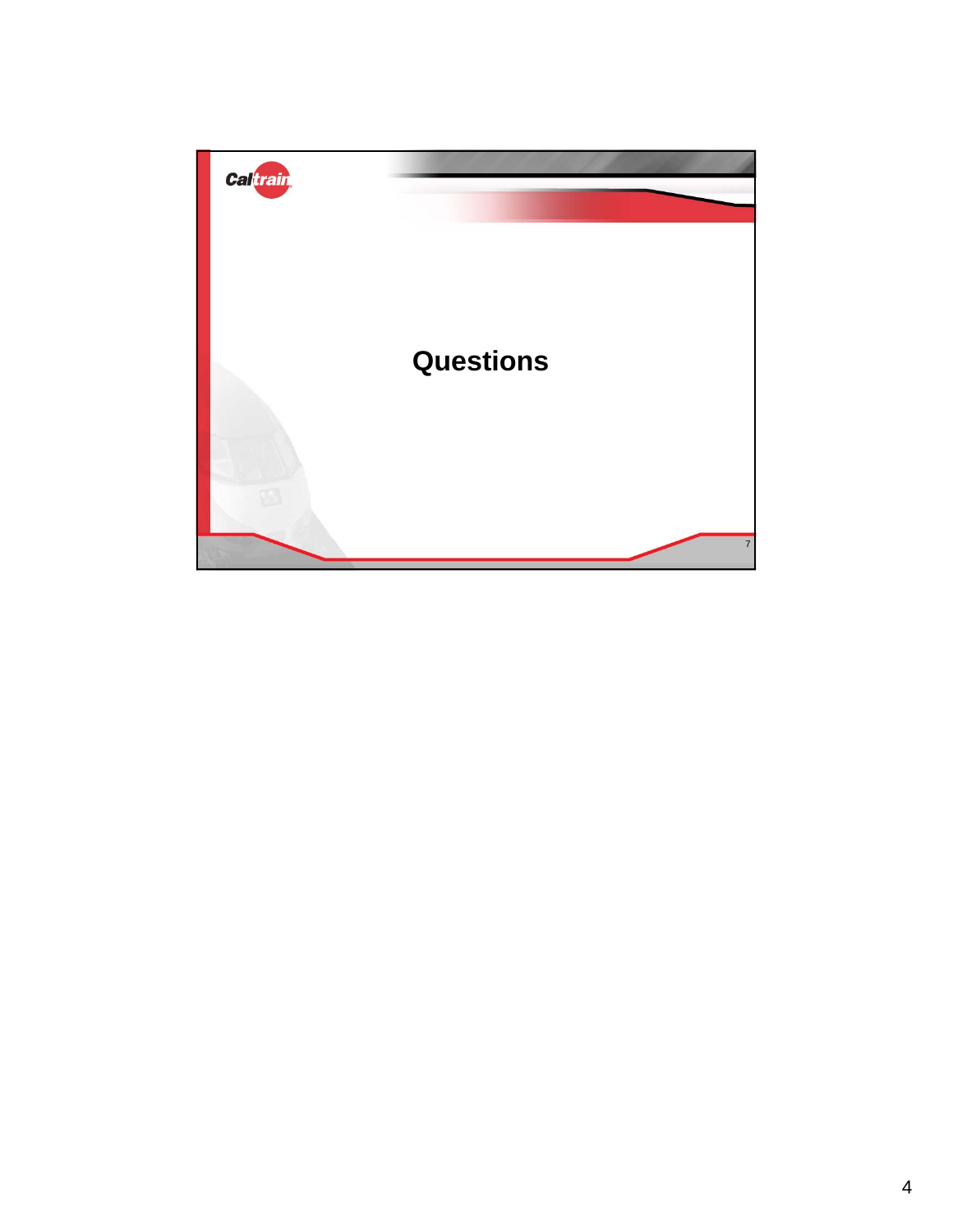# Questions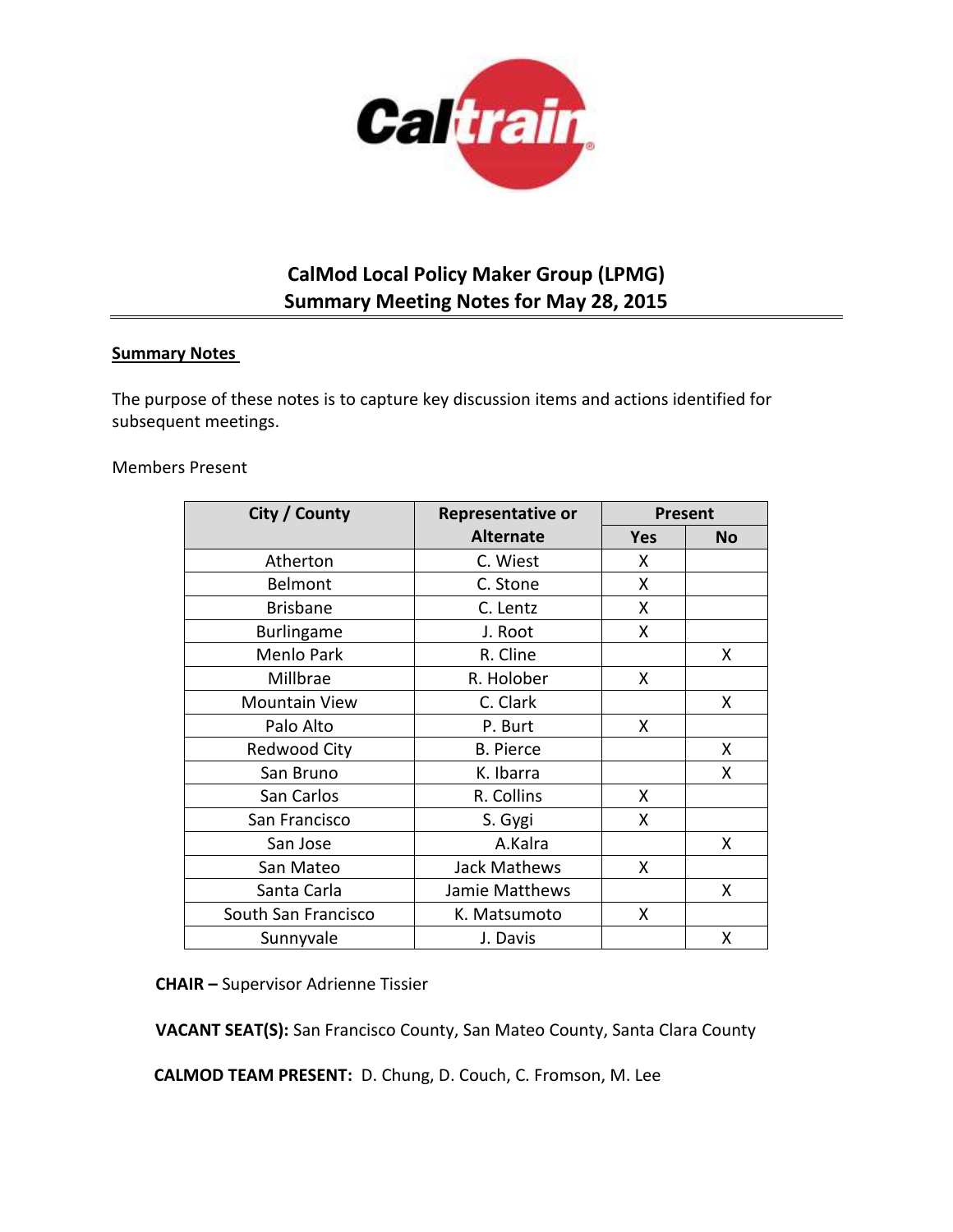# CalMod Local Policy Maker Group (LPMG)
# Summary Meeting Notes for May 28, 2015

**Summary Notes**

The purpose of these notes is to capture key discussion items and actions identified for subsequent meetings.

Members Present

| City / County | Representative or Alternate | Present | |
|---|---|---|---|
| | | Yes | No |
| Atherton | C. Wiest | X | |
| Belmont | C. Stone | X | |
| Brisbane | C. Lentz | X | |
| Burlingame | J. Root | X | |
| Menlo Park | R. Cline | | X |
| Millbrae | R. Holober | X | |
| Mountain View | C. Clark | | X |
| Palo Alto | P. Burt | X | |
| Redwood City | B. Pierce | | X |
| San Bruno | K. Ibarra | | X |
| San Carlos | R. Collins | X | |
| San Francisco | S. Gygi | X | |
| San Jose | A.Kalra | | X |
| San Mateo | Jack Mathews | X | |
| Santa Carla | Jamie Matthews | | X |
| South San Francisco | K. Matsumoto | X | |
| Sunnyvale | J. Davis | | X |

**CHAIR –** Supervisor Adrienne Tissier

**VACANT SEAT(S):** San Francisco County, San Mateo County, Santa Clara County

**CALMOD TEAM PRESENT:** D. Chung, D. Couch, C. Fromson, M. Lee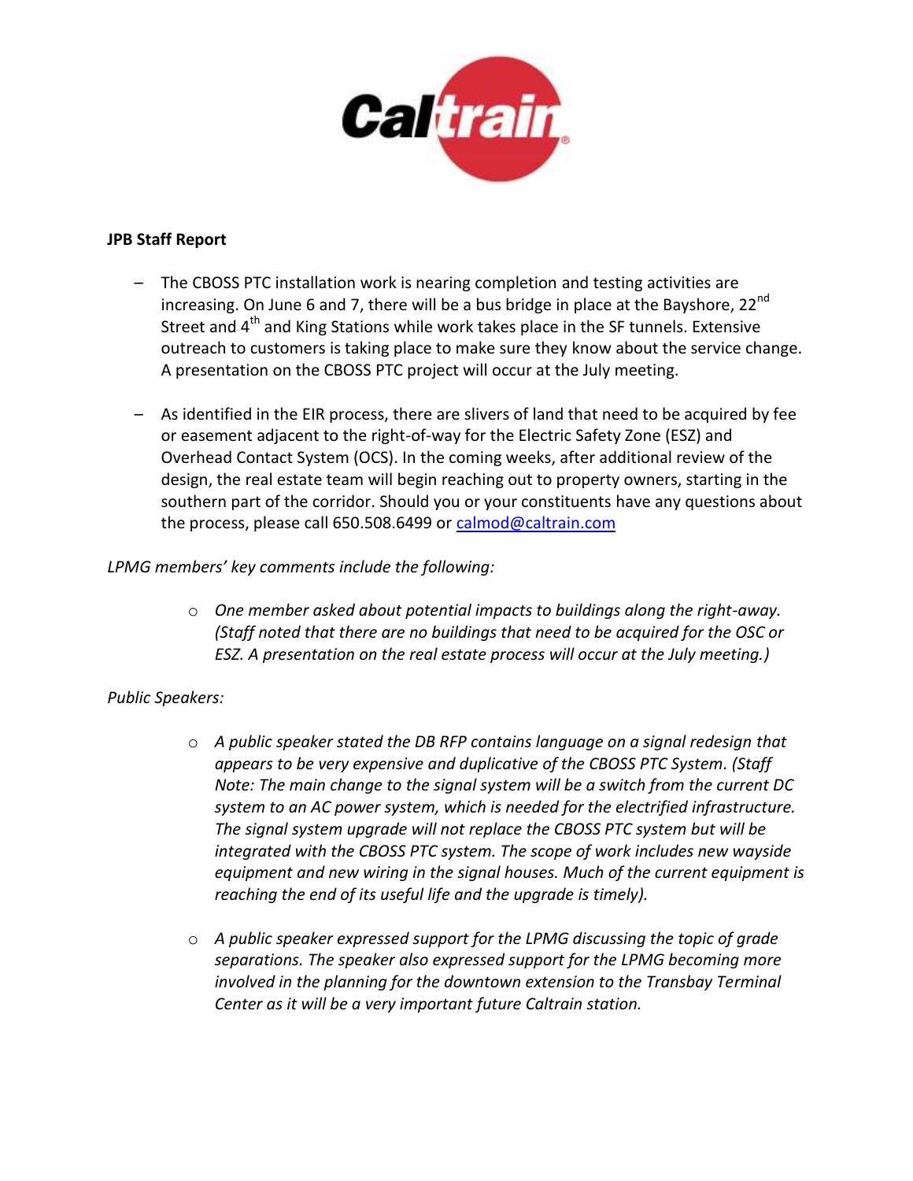**JPB Staff Report**

- The CBOSS PTC installation work is nearing completion and testing activities are increasing. On June 6 and 7, there will be a bus bridge in place at the Bayshore, 22nd Street and 4th and King Stations while work takes place in the SF tunnels. Extensive outreach to customers is taking place to make sure they know about the service change. A presentation on the CBOSS PTC project will occur at the July meeting.

- As identified in the EIR process, there are slivers of land that need to be acquired by fee or easement adjacent to the right-of-way for the Electric Safety Zone (ESZ) and Overhead Contact System (OCS). In the coming weeks, after additional review of the design, the real estate team will begin reaching out to property owners, starting in the southern part of the corridor. Should you or your constituents have any questions about the process, please call 650.508.6499 or calmod@caltrain.com

*LPMG members' key comments include the following:*

- *One member asked about potential impacts to buildings along the right-away. (Staff noted that there are no buildings that need to be acquired for the OSC or ESZ. A presentation on the real estate process will occur at the July meeting.)*

*Public Speakers:*

- *A public speaker stated the DB RFP contains language on a signal redesign that appears to be very expensive and duplicative of the CBOSS PTC System. (Staff Note: The main change to the signal system will be a switch from the current DC system to an AC power system, which is needed for the electrified infrastructure. The signal system upgrade will not replace the CBOSS PTC system but will be integrated with the CBOSS PTC system. The scope of work includes new wayside equipment and new wiring in the signal houses. Much of the current equipment is reaching the end of its useful life and the upgrade is timely).*

- *A public speaker expressed support for the LPMG discussing the topic of grade separations. The speaker also expressed support for the LPMG becoming more involved in the planning for the downtown extension to the Transbay Terminal Center as it will be a very important future Caltrain station.*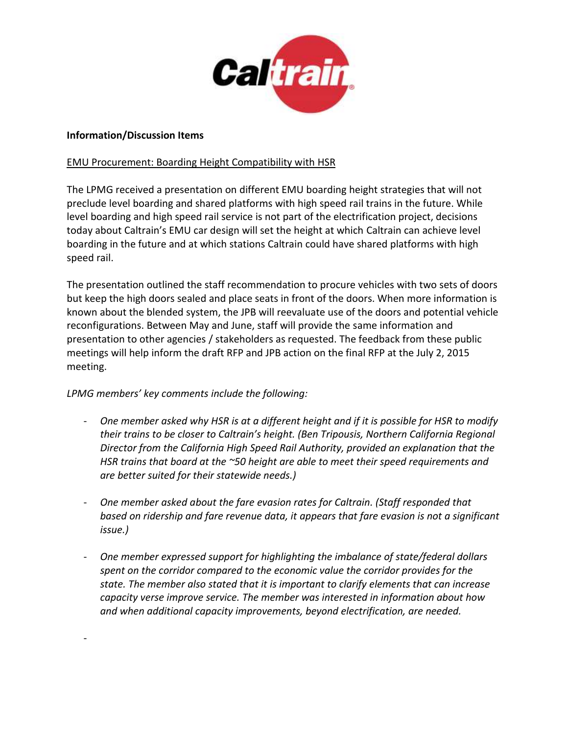**Information/Discussion Items**

EMU Procurement: Boarding Height Compatibility with HSR

The LPMG received a presentation on different EMU boarding height strategies that will not preclude level boarding and shared platforms with high speed rail trains in the future. While level boarding and high speed rail service is not part of the electrification project, decisions today about Caltrain's EMU car design will set the height at which Caltrain can achieve level boarding in the future and at which stations Caltrain could have shared platforms with high speed rail.

The presentation outlined the staff recommendation to procure vehicles with two sets of doors but keep the high doors sealed and place seats in front of the doors. When more information is known about the blended system, the JPB will reevaluate use of the doors and potential vehicle reconfigurations. Between May and June, staff will provide the same information and presentation to other agencies / stakeholders as requested. The feedback from these public meetings will help inform the draft RFP and JPB action on the final RFP at the July 2, 2015 meeting.

*LPMG members' key comments include the following:*

- *One member asked why HSR is at a different height and if it is possible for HSR to modify their trains to be closer to Caltrain's height. (Ben Tripousis, Northern California Regional Director from the California High Speed Rail Authority, provided an explanation that the HSR trains that board at the ~50 height are able to meet their speed requirements and are better suited for their statewide needs.)*

- *One member asked about the fare evasion rates for Caltrain. (Staff responded that based on ridership and fare revenue data, it appears that fare evasion is not a significant issue.)*

- *One member expressed support for highlighting the imbalance of state/federal dollars spent on the corridor compared to the economic value the corridor provides for the state. The member also stated that it is important to clarify elements that can increase capacity verse improve service. The member was interested in information about how and when additional capacity improvements, beyond electrification, are needed.*

-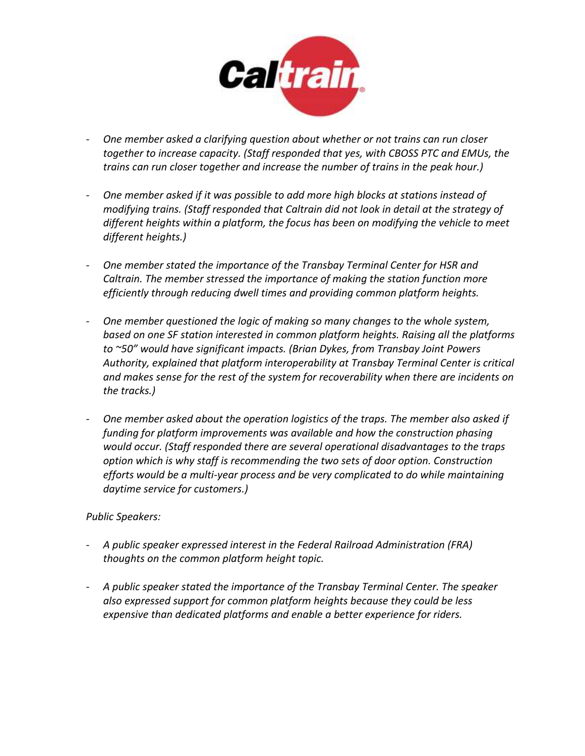- *One member asked a clarifying question about whether or not trains can run closer together to increase capacity. (Staff responded that yes, with CBOSS PTC and EMUs, the trains can run closer together and increase the number of trains in the peak hour.)*

- *One member asked if it was possible to add more high blocks at stations instead of modifying trains. (Staff responded that Caltrain did not look in detail at the strategy of different heights within a platform, the focus has been on modifying the vehicle to meet different heights.)*

- *One member stated the importance of the Transbay Terminal Center for HSR and Caltrain. The member stressed the importance of making the station function more efficiently through reducing dwell times and providing common platform heights.*

- *One member questioned the logic of making so many changes to the whole system, based on one SF station interested in common platform heights. Raising all the platforms to ~50" would have significant impacts. (Brian Dykes, from Transbay Joint Powers Authority, explained that platform interoperability at Transbay Terminal Center is critical and makes sense for the rest of the system for recoverability when there are incidents on the tracks.)*

- *One member asked about the operation logistics of the traps. The member also asked if funding for platform improvements was available and how the construction phasing would occur. (Staff responded there are several operational disadvantages to the traps option which is why staff is recommending the two sets of door option. Construction efforts would be a multi-year process and be very complicated to do while maintaining daytime service for customers.)*

*Public Speakers:*

- *A public speaker expressed interest in the Federal Railroad Administration (FRA) thoughts on the common platform height topic.*

- *A public speaker stated the importance of the Transbay Terminal Center. The speaker also expressed support for common platform heights because they could be less expensive than dedicated platforms and enable a better experience for riders.*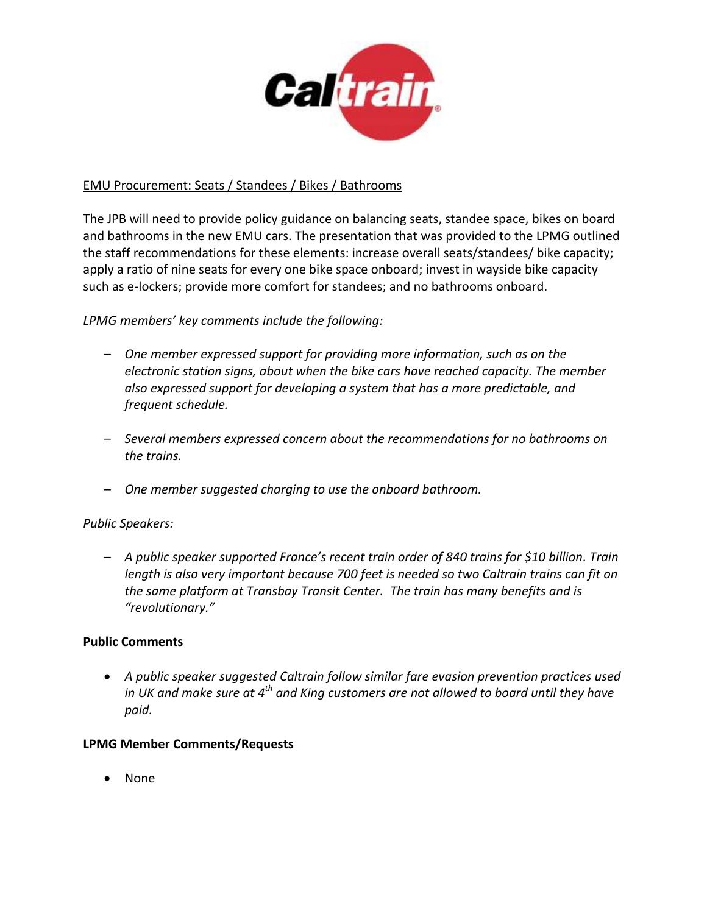Caltrain

EMU Procurement: Seats / Standees / Bikes / Bathrooms

The JPB will need to provide policy guidance on balancing seats, standee space, bikes on board and bathrooms in the new EMU cars. The presentation that was provided to the LPMG outlined the staff recommendations for these elements: increase overall seats/standees/ bike capacity; apply a ratio of nine seats for every one bike space onboard; invest in wayside bike capacity such as e-lockers; provide more comfort for standees; and no bathrooms onboard.

*LPMG members' key comments include the following:*

- *One member expressed support for providing more information, such as on the electronic station signs, about when the bike cars have reached capacity. The member also expressed support for developing a system that has a more predictable, and frequent schedule.*
- *Several members expressed concern about the recommendations for no bathrooms on the trains.*
- *One member suggested charging to use the onboard bathroom.*

*Public Speakers:*

- *A public speaker supported France's recent train order of 840 trains for $10 billion. Train length is also very important because 700 feet is needed so two Caltrain trains can fit on the same platform at Transbay Transit Center. The train has many benefits and is "revolutionary."*

**Public Comments**

- *A public speaker suggested Caltrain follow similar fare evasion prevention practices used in UK and make sure at 4th and King customers are not allowed to board until they have paid.*

**LPMG Member Comments/Requests**

- None